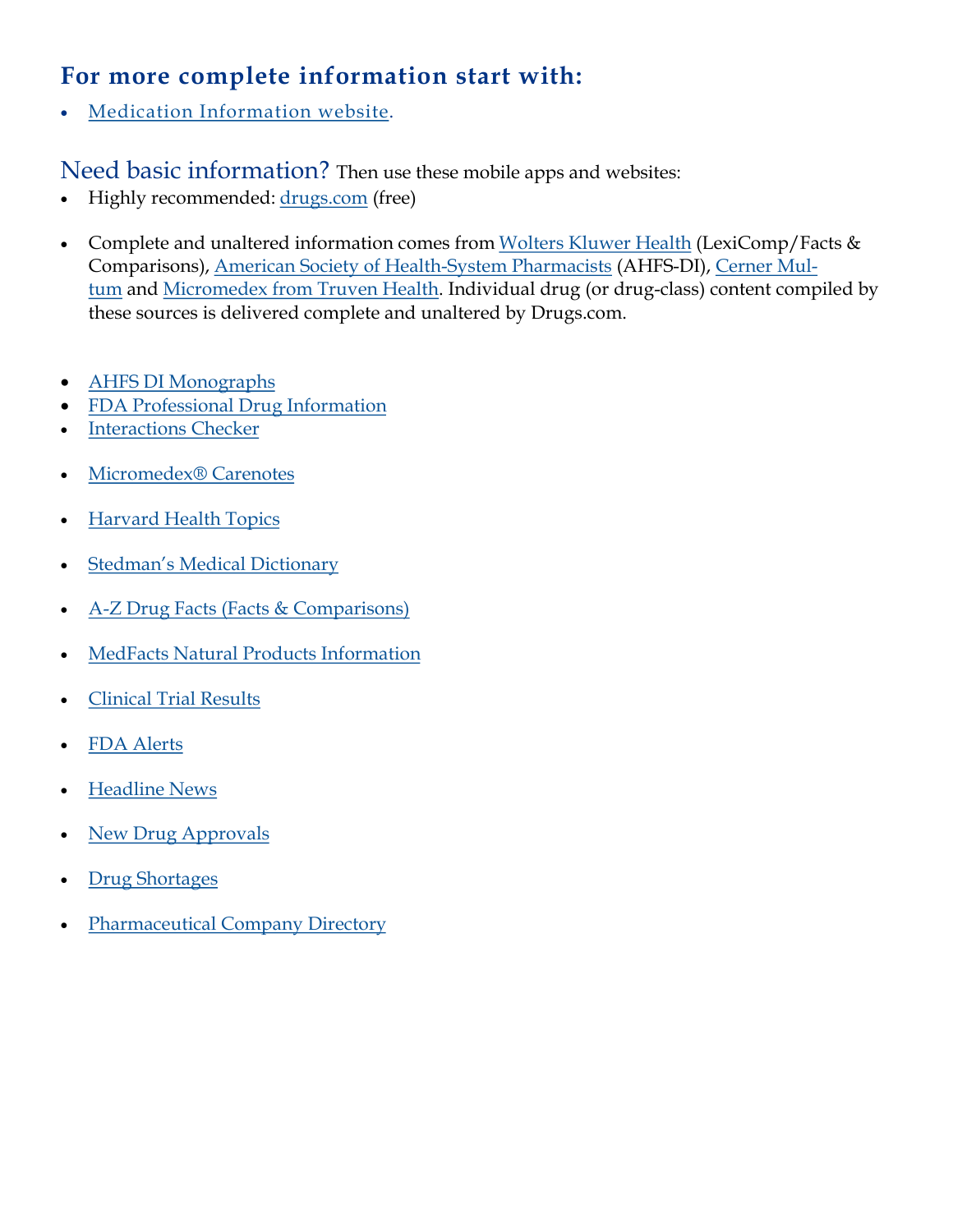## For more complete information start with:

- Medication Information website.

Need basic information? Then use these mobile apps and websites:

- Highly recommended: drugs.com (free)

- Complete and unaltered information comes from Wolters Kluwer Health (LexiComp/Facts & Comparisons), American Society of Health-System Pharmacists (AHFS-DI), Cerner Multum and Micromedex from Truven Health. Individual drug (or drug-class) content compiled by these sources is delivered complete and unaltered by Drugs.com.

- AHFS DI Monographs
- FDA Professional Drug Information
- Interactions Checker

- Micromedex® Carenotes

- Harvard Health Topics

- Stedman's Medical Dictionary

- A-Z Drug Facts (Facts & Comparisons)

- MedFacts Natural Products Information

- Clinical Trial Results

- FDA Alerts

- Headline News

- New Drug Approvals

- Drug Shortages

- Pharmaceutical Company Directory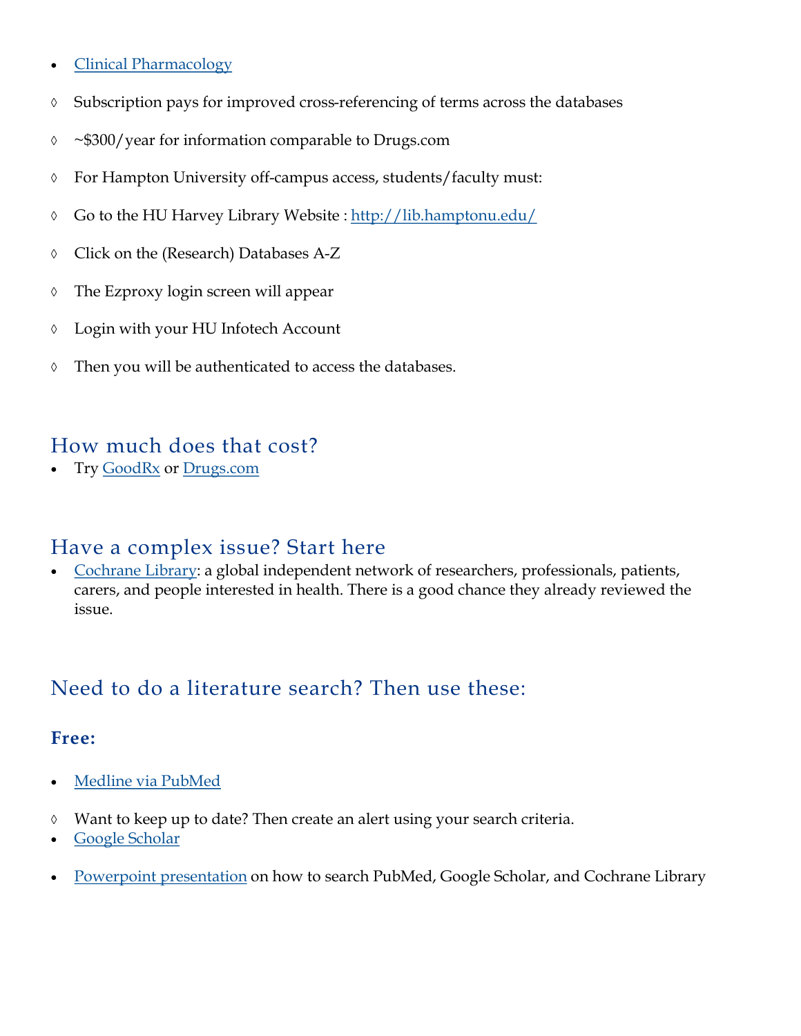- Clinical Pharmacology
    - ◊ Subscription pays for improved cross-referencing of terms across the databases
    - ◊ ~$300/year for information comparable to Drugs.com
    - ◊ For Hampton University off-campus access, students/faculty must:
    - ◊ Go to the HU Harvey Library Website : http://lib.hamptonu.edu/
    - ◊ Click on the (Research) Databases A-Z
    - ◊ The Ezproxy login screen will appear
    - ◊ Login with your HU Infotech Account
    - ◊ Then you will be authenticated to access the databases.

## How much does that cost?

- Try GoodRx or Drugs.com

## Have a complex issue? Start here

- Cochrane Library: a global independent network of researchers, professionals, patients, carers, and people interested in health. There is a good chance they already reviewed the issue.

## Need to do a literature search? Then use these:

### Free:

- Medline via PubMed
    - ◊ Want to keep up to date? Then create an alert using your search criteria.
- Google Scholar
- Powerpoint presentation on how to search PubMed, Google Scholar, and Cochrane Library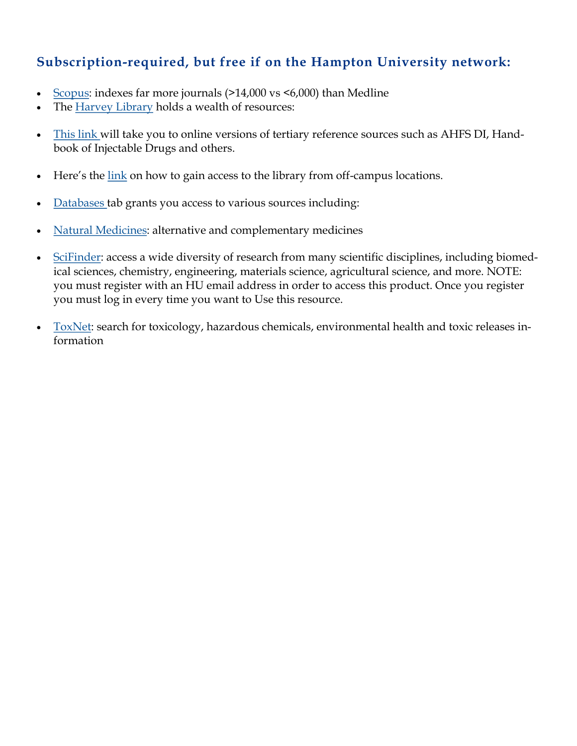## Subscription-required, but free if on the Hampton University network:

- Scopus: indexes far more journals (>14,000 vs <6,000) than Medline
- The Harvey Library holds a wealth of resources:
- This link will take you to online versions of tertiary reference sources such as AHFS DI, Handbook of Injectable Drugs and others.
- Here's the link on how to gain access to the library from off-campus locations.
- Databases tab grants you access to various sources including:
- Natural Medicines: alternative and complementary medicines
- SciFinder: access a wide diversity of research from many scientific disciplines, including biomedical sciences, chemistry, engineering, materials science, agricultural science, and more. NOTE: you must register with an HU email address in order to access this product. Once you register you must log in every time you want to Use this resource.
- ToxNet: search for toxicology, hazardous chemicals, environmental health and toxic releases information